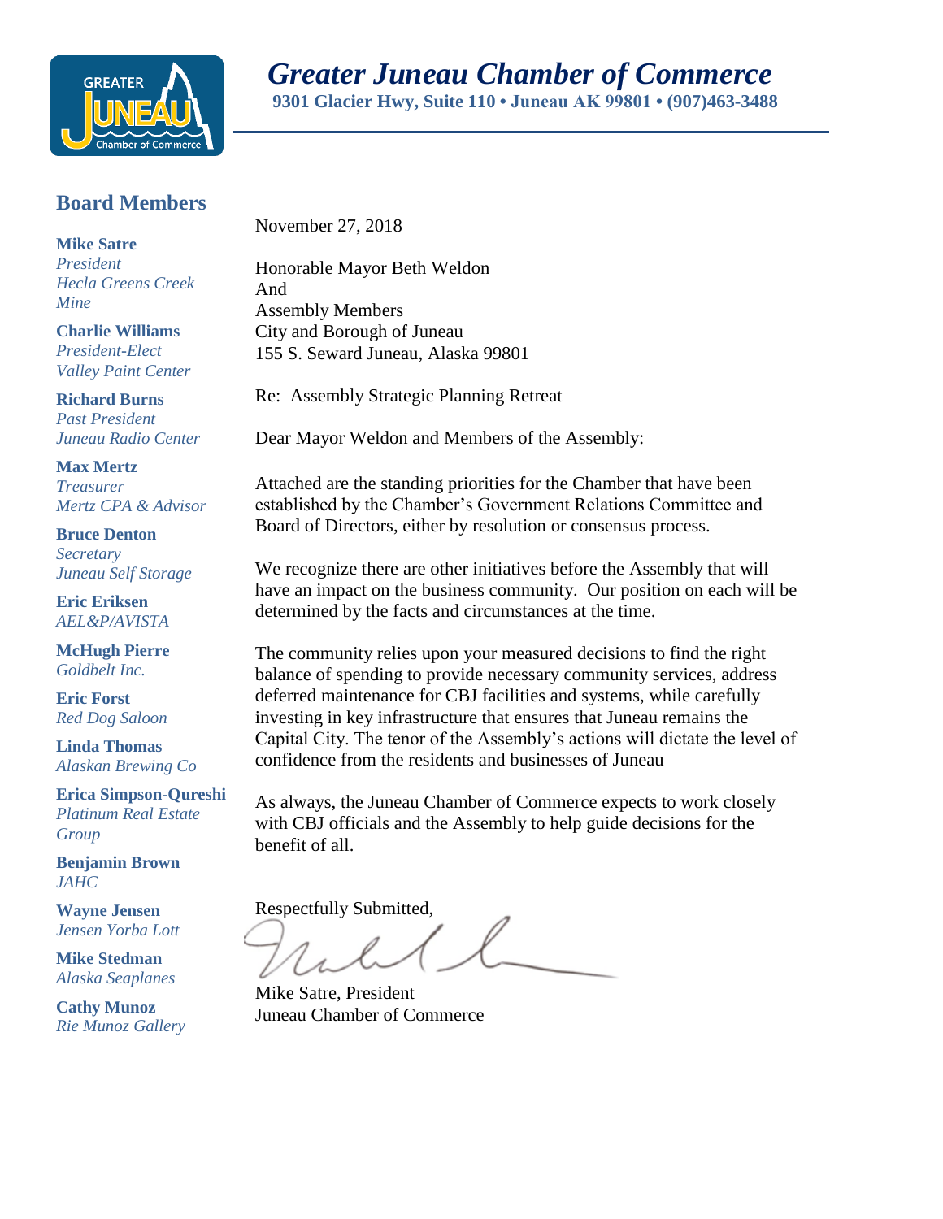# Greater Juneau Chamber of Commerce

**9301 Glacier Hwy, Suite 110 • Juneau AK 99801 • (907)463-3488**

## Board Members

**Mike Satre**
*President*
*Hecla Greens Creek Mine*

**Charlie Williams**
*President-Elect*
*Valley Paint Center*

**Richard Burns**
*Past President*
*Juneau Radio Center*

**Max Mertz**
*Treasurer*
*Mertz CPA & Advisor*

**Bruce Denton**
*Secretary*
*Juneau Self Storage*

**Eric Eriksen**
*AEL&P/AVISTA*

**McHugh Pierre**
*Goldbelt Inc.*

**Eric Forst**
*Red Dog Saloon*

**Linda Thomas**
*Alaskan Brewing Co*

**Erica Simpson-Qureshi**
*Platinum Real Estate Group*

**Benjamin Brown**
*JAHC*

**Wayne Jensen**
*Jensen Yorba Lott*

**Mike Stedman**
*Alaska Seaplanes*

**Cathy Munoz**
*Rie Munoz Gallery*

---

November 27, 2018

Honorable Mayor Beth Weldon
And
Assembly Members
City and Borough of Juneau
155 S. Seward Juneau, Alaska 99801

Re: Assembly Strategic Planning Retreat

Dear Mayor Weldon and Members of the Assembly:

Attached are the standing priorities for the Chamber that have been established by the Chamber's Government Relations Committee and Board of Directors, either by resolution or consensus process.

We recognize there are other initiatives before the Assembly that will have an impact on the business community. Our position on each will be determined by the facts and circumstances at the time.

The community relies upon your measured decisions to find the right balance of spending to provide necessary community services, address deferred maintenance for CBJ facilities and systems, while carefully investing in key infrastructure that ensures that Juneau remains the Capital City. The tenor of the Assembly's actions will dictate the level of confidence from the residents and businesses of Juneau

As always, the Juneau Chamber of Commerce expects to work closely with CBJ officials and the Assembly to help guide decisions for the benefit of all.

Respectfully Submitted,

Mike Satre, President
Juneau Chamber of Commerce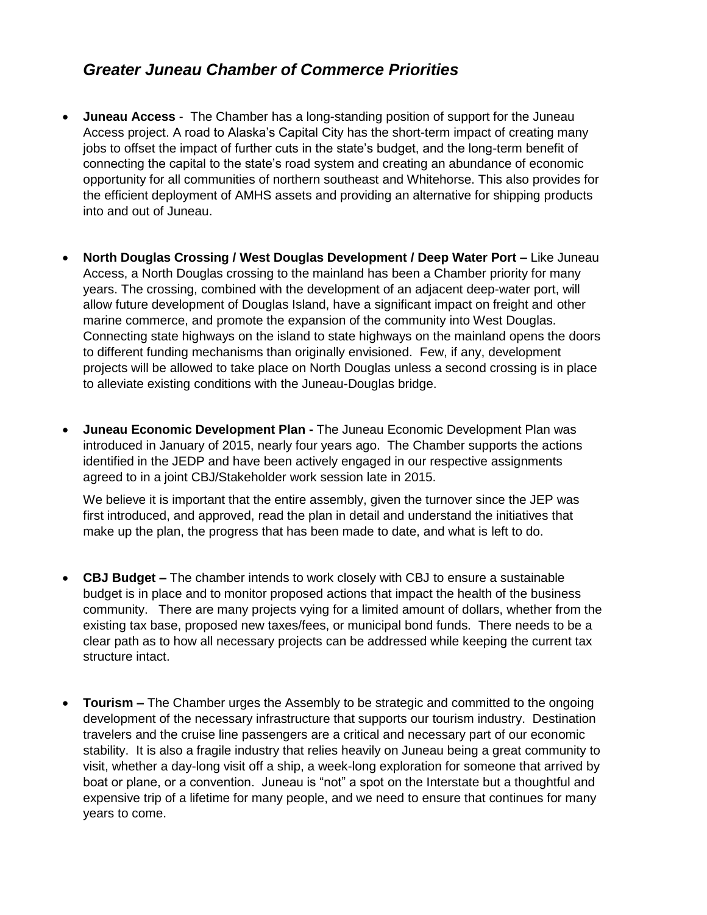## *Greater Juneau Chamber of Commerce Priorities*

- **Juneau Access** - The Chamber has a long-standing position of support for the Juneau Access project. A road to Alaska's Capital City has the short-term impact of creating many jobs to offset the impact of further cuts in the state's budget, and the long-term benefit of connecting the capital to the state's road system and creating an abundance of economic opportunity for all communities of northern southeast and Whitehorse. This also provides for the efficient deployment of AMHS assets and providing an alternative for shipping products into and out of Juneau.

- **North Douglas Crossing / West Douglas Development / Deep Water Port –** Like Juneau Access, a North Douglas crossing to the mainland has been a Chamber priority for many years. The crossing, combined with the development of an adjacent deep-water port, will allow future development of Douglas Island, have a significant impact on freight and other marine commerce, and promote the expansion of the community into West Douglas. Connecting state highways on the island to state highways on the mainland opens the doors to different funding mechanisms than originally envisioned. Few, if any, development projects will be allowed to take place on North Douglas unless a second crossing is in place to alleviate existing conditions with the Juneau-Douglas bridge.

- **Juneau Economic Development Plan -** The Juneau Economic Development Plan was introduced in January of 2015, nearly four years ago. The Chamber supports the actions identified in the JEDP and have been actively engaged in our respective assignments agreed to in a joint CBJ/Stakeholder work session late in 2015.

  We believe it is important that the entire assembly, given the turnover since the JEP was first introduced, and approved, read the plan in detail and understand the initiatives that make up the plan, the progress that has been made to date, and what is left to do.

- **CBJ Budget –** The chamber intends to work closely with CBJ to ensure a sustainable budget is in place and to monitor proposed actions that impact the health of the business community. There are many projects vying for a limited amount of dollars, whether from the existing tax base, proposed new taxes/fees, or municipal bond funds. There needs to be a clear path as to how all necessary projects can be addressed while keeping the current tax structure intact.

- **Tourism –** The Chamber urges the Assembly to be strategic and committed to the ongoing development of the necessary infrastructure that supports our tourism industry. Destination travelers and the cruise line passengers are a critical and necessary part of our economic stability. It is also a fragile industry that relies heavily on Juneau being a great community to visit, whether a day-long visit off a ship, a week-long exploration for someone that arrived by boat or plane, or a convention. Juneau is "not" a spot on the Interstate but a thoughtful and expensive trip of a lifetime for many people, and we need to ensure that continues for many years to come.